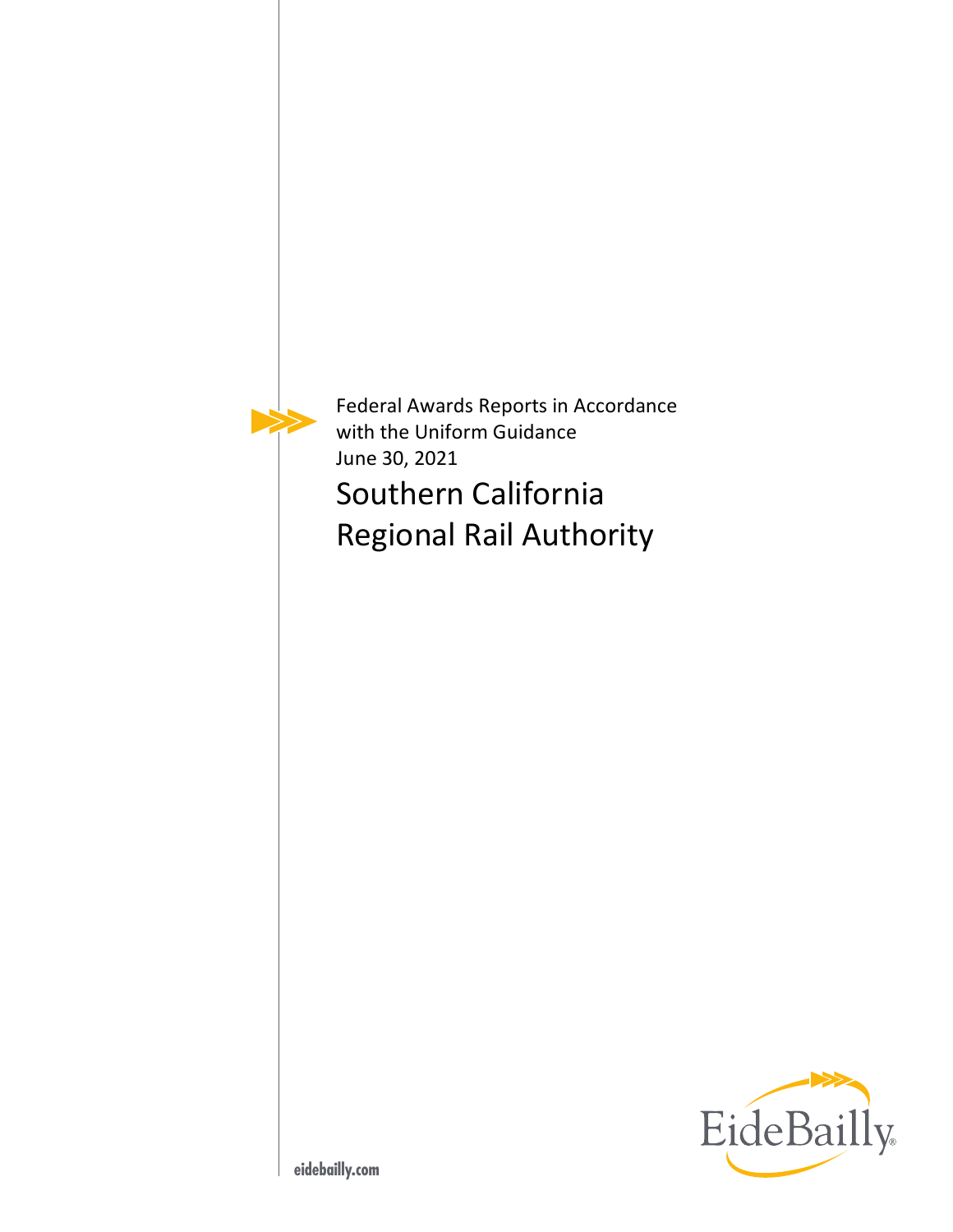Federal Awards Reports in Accordance with the Uniform Guidance
June 30, 2021

# Southern California Regional Rail Authority

EideBailly

eidebailly.com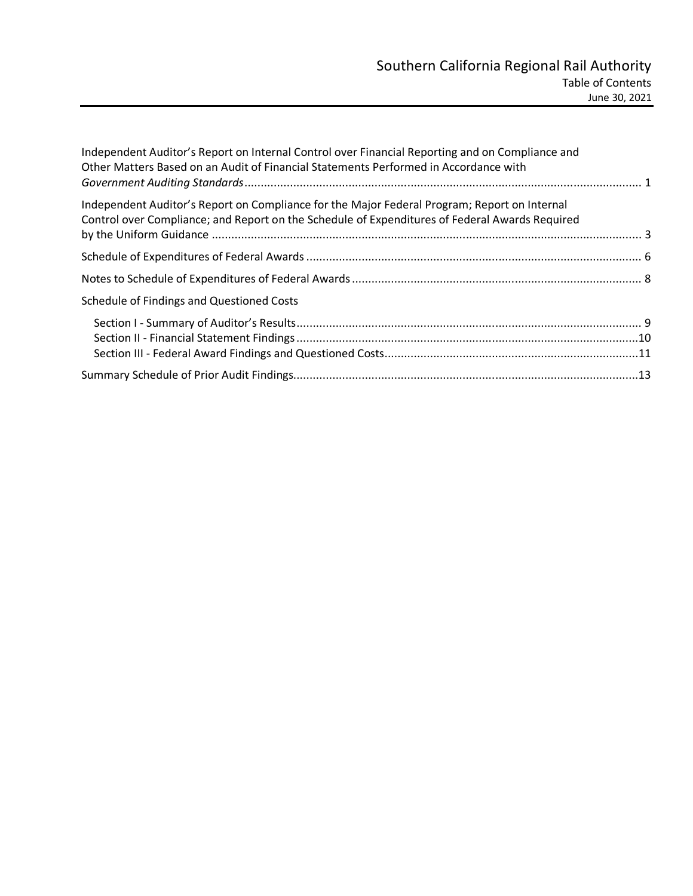# Southern California Regional Rail Authority

## Table of Contents

June 30, 2021

| | |
|---|---|
| Independent Auditor's Report on Internal Control over Financial Reporting and on Compliance and Other Matters Based on an Audit of Financial Statements Performed in Accordance with *Government Auditing Standards* | 1 |
| Independent Auditor's Report on Compliance for the Major Federal Program; Report on Internal Control over Compliance; and Report on the Schedule of Expenditures of Federal Awards Required by the Uniform Guidance | 3 |
| Schedule of Expenditures of Federal Awards | 6 |
| Notes to Schedule of Expenditures of Federal Awards | 8 |
| Schedule of Findings and Questioned Costs | |
| Section I - Summary of Auditor's Results | 9 |
| Section II - Financial Statement Findings | 10 |
| Section III - Federal Award Findings and Questioned Costs | 11 |
| Summary Schedule of Prior Audit Findings | 13 |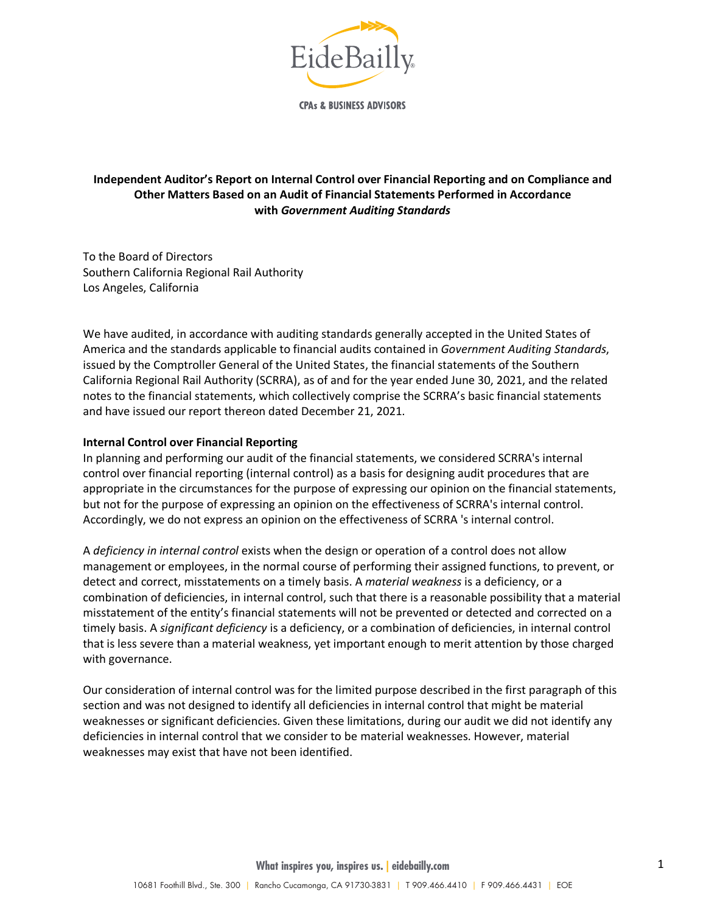**Independent Auditor's Report on Internal Control over Financial Reporting and on Compliance and Other Matters Based on an Audit of Financial Statements Performed in Accordance with *Government Auditing Standards***

To the Board of Directors
Southern California Regional Rail Authority
Los Angeles, California

We have audited, in accordance with auditing standards generally accepted in the United States of America and the standards applicable to financial audits contained in *Government Auditing Standards*, issued by the Comptroller General of the United States, the financial statements of the Southern California Regional Rail Authority (SCRRA), as of and for the year ended June 30, 2021, and the related notes to the financial statements, which collectively comprise the SCRRA's basic financial statements and have issued our report thereon dated December 21, 2021.

**Internal Control over Financial Reporting**

In planning and performing our audit of the financial statements, we considered SCRRA's internal control over financial reporting (internal control) as a basis for designing audit procedures that are appropriate in the circumstances for the purpose of expressing our opinion on the financial statements, but not for the purpose of expressing an opinion on the effectiveness of SCRRA's internal control. Accordingly, we do not express an opinion on the effectiveness of SCRRA 's internal control.

A *deficiency in internal control* exists when the design or operation of a control does not allow management or employees, in the normal course of performing their assigned functions, to prevent, or detect and correct, misstatements on a timely basis. A *material weakness* is a deficiency, or a combination of deficiencies, in internal control, such that there is a reasonable possibility that a material misstatement of the entity's financial statements will not be prevented or detected and corrected on a timely basis. A *significant deficiency* is a deficiency, or a combination of deficiencies, in internal control that is less severe than a material weakness, yet important enough to merit attention by those charged with governance.

Our consideration of internal control was for the limited purpose described in the first paragraph of this section and was not designed to identify all deficiencies in internal control that might be material weaknesses or significant deficiencies. Given these limitations, during our audit we did not identify any deficiencies in internal control that we consider to be material weaknesses. However, material weaknesses may exist that have not been identified.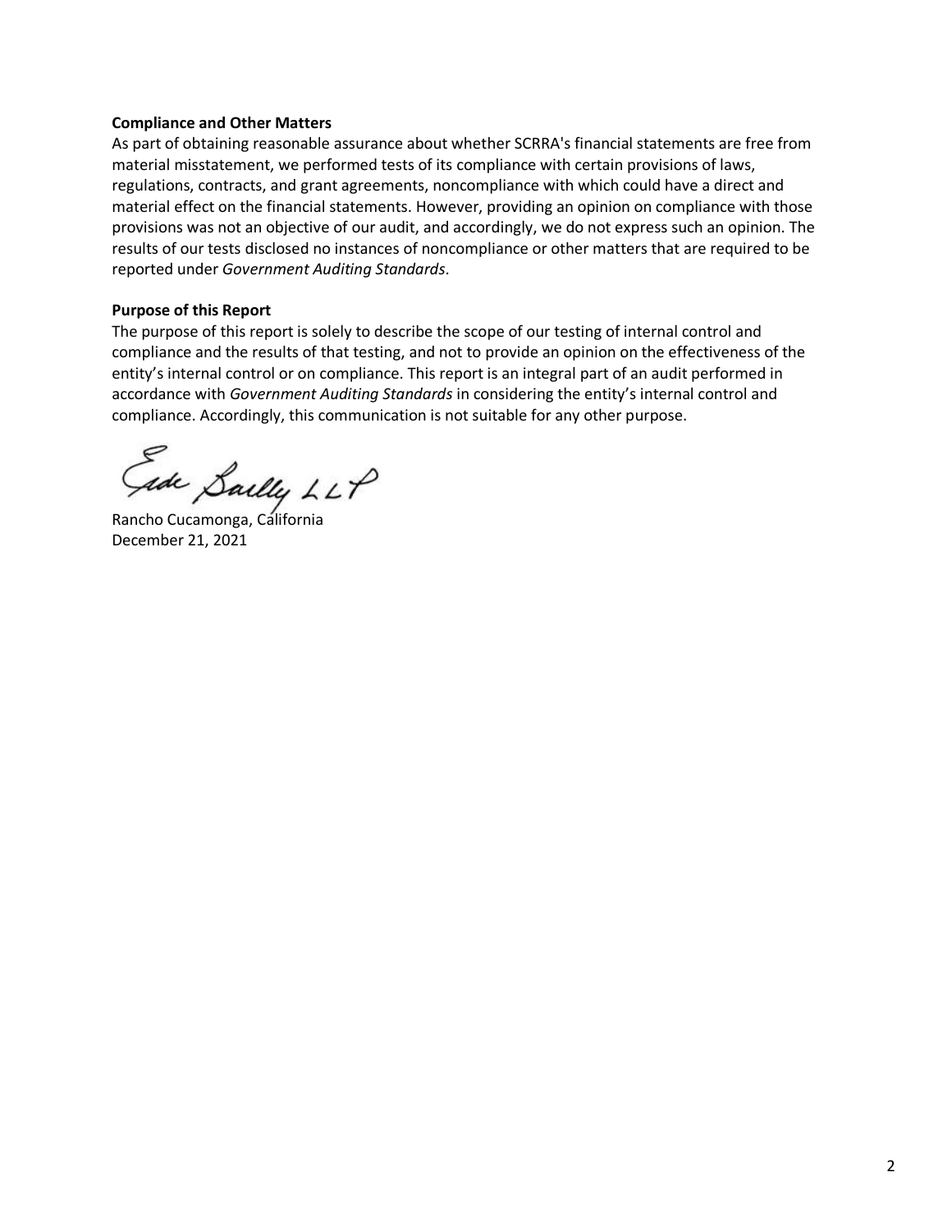**Compliance and Other Matters**

As part of obtaining reasonable assurance about whether SCRRA's financial statements are free from material misstatement, we performed tests of its compliance with certain provisions of laws, regulations, contracts, and grant agreements, noncompliance with which could have a direct and material effect on the financial statements. However, providing an opinion on compliance with those provisions was not an objective of our audit, and accordingly, we do not express such an opinion. The results of our tests disclosed no instances of noncompliance or other matters that are required to be reported under *Government Auditing Standards*.

**Purpose of this Report**

The purpose of this report is solely to describe the scope of our testing of internal control and compliance and the results of that testing, and not to provide an opinion on the effectiveness of the entity's internal control or on compliance. This report is an integral part of an audit performed in accordance with *Government Auditing Standards* in considering the entity's internal control and compliance. Accordingly, this communication is not suitable for any other purpose.

Eide Bailly LLP

Rancho Cucamonga, California
December 21, 2021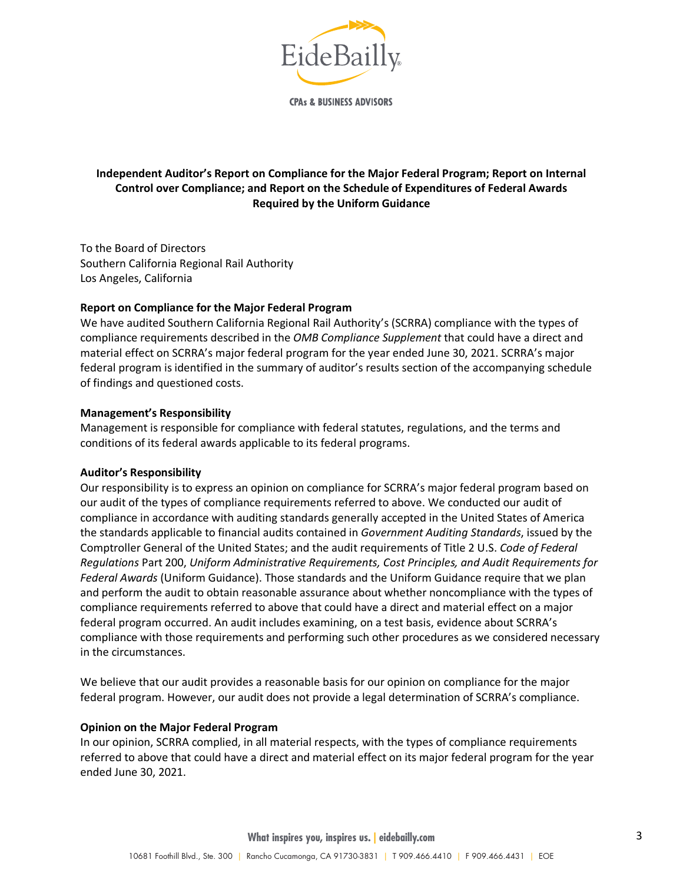## Independent Auditor's Report on Compliance for the Major Federal Program; Report on Internal Control over Compliance; and Report on the Schedule of Expenditures of Federal Awards Required by the Uniform Guidance

To the Board of Directors
Southern California Regional Rail Authority
Los Angeles, California

### Report on Compliance for the Major Federal Program

We have audited Southern California Regional Rail Authority's (SCRRA) compliance with the types of compliance requirements described in the *OMB Compliance Supplement* that could have a direct and material effect on SCRRA's major federal program for the year ended June 30, 2021. SCRRA's major federal program is identified in the summary of auditor's results section of the accompanying schedule of findings and questioned costs.

### Management's Responsibility

Management is responsible for compliance with federal statutes, regulations, and the terms and conditions of its federal awards applicable to its federal programs.

### Auditor's Responsibility

Our responsibility is to express an opinion on compliance for SCRRA's major federal program based on our audit of the types of compliance requirements referred to above. We conducted our audit of compliance in accordance with auditing standards generally accepted in the United States of America the standards applicable to financial audits contained in *Government Auditing Standards*, issued by the Comptroller General of the United States; and the audit requirements of Title 2 U.S. *Code of Federal Regulations* Part 200, *Uniform Administrative Requirements, Cost Principles, and Audit Requirements for Federal Awards* (Uniform Guidance). Those standards and the Uniform Guidance require that we plan and perform the audit to obtain reasonable assurance about whether noncompliance with the types of compliance requirements referred to above that could have a direct and material effect on a major federal program occurred. An audit includes examining, on a test basis, evidence about SCRRA's compliance with those requirements and performing such other procedures as we considered necessary in the circumstances.

We believe that our audit provides a reasonable basis for our opinion on compliance for the major federal program. However, our audit does not provide a legal determination of SCRRA's compliance.

### Opinion on the Major Federal Program

In our opinion, SCRRA complied, in all material respects, with the types of compliance requirements referred to above that could have a direct and material effect on its major federal program for the year ended June 30, 2021.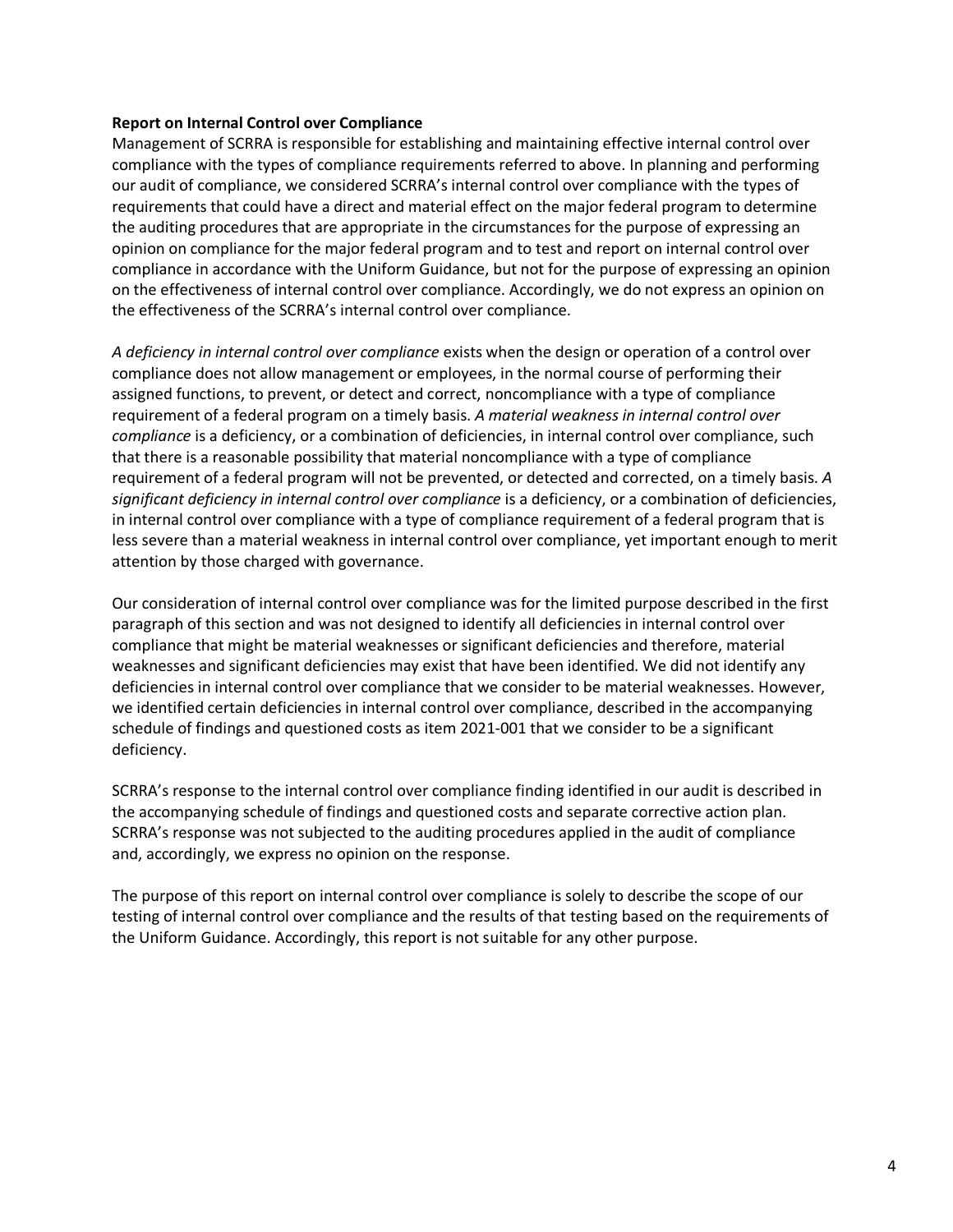**Report on Internal Control over Compliance**

Management of SCRRA is responsible for establishing and maintaining effective internal control over compliance with the types of compliance requirements referred to above. In planning and performing our audit of compliance, we considered SCRRA's internal control over compliance with the types of requirements that could have a direct and material effect on the major federal program to determine the auditing procedures that are appropriate in the circumstances for the purpose of expressing an opinion on compliance for the major federal program and to test and report on internal control over compliance in accordance with the Uniform Guidance, but not for the purpose of expressing an opinion on the effectiveness of internal control over compliance. Accordingly, we do not express an opinion on the effectiveness of the SCRRA's internal control over compliance.

*A deficiency in internal control over compliance* exists when the design or operation of a control over compliance does not allow management or employees, in the normal course of performing their assigned functions, to prevent, or detect and correct, noncompliance with a type of compliance requirement of a federal program on a timely basis. *A material weakness in internal control over compliance* is a deficiency, or a combination of deficiencies, in internal control over compliance, such that there is a reasonable possibility that material noncompliance with a type of compliance requirement of a federal program will not be prevented, or detected and corrected, on a timely basis. *A significant deficiency in internal control over compliance* is a deficiency, or a combination of deficiencies, in internal control over compliance with a type of compliance requirement of a federal program that is less severe than a material weakness in internal control over compliance, yet important enough to merit attention by those charged with governance.

Our consideration of internal control over compliance was for the limited purpose described in the first paragraph of this section and was not designed to identify all deficiencies in internal control over compliance that might be material weaknesses or significant deficiencies and therefore, material weaknesses and significant deficiencies may exist that have been identified. We did not identify any deficiencies in internal control over compliance that we consider to be material weaknesses. However, we identified certain deficiencies in internal control over compliance, described in the accompanying schedule of findings and questioned costs as item 2021-001 that we consider to be a significant deficiency.

SCRRA's response to the internal control over compliance finding identified in our audit is described in the accompanying schedule of findings and questioned costs and separate corrective action plan. SCRRA's response was not subjected to the auditing procedures applied in the audit of compliance and, accordingly, we express no opinion on the response.

The purpose of this report on internal control over compliance is solely to describe the scope of our testing of internal control over compliance and the results of that testing based on the requirements of the Uniform Guidance. Accordingly, this report is not suitable for any other purpose.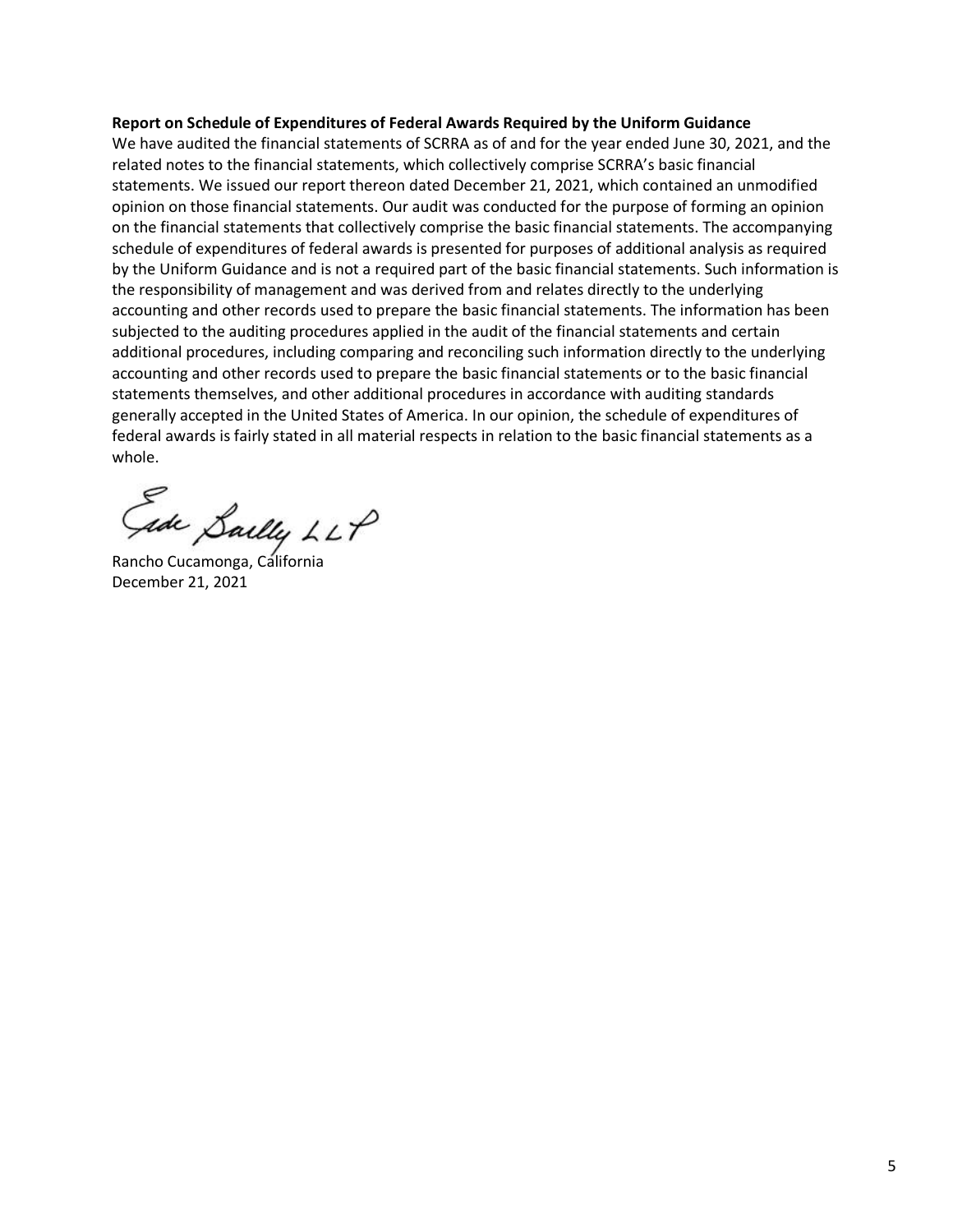**Report on Schedule of Expenditures of Federal Awards Required by the Uniform Guidance**

We have audited the financial statements of SCRRA as of and for the year ended June 30, 2021, and the related notes to the financial statements, which collectively comprise SCRRA's basic financial statements. We issued our report thereon dated December 21, 2021, which contained an unmodified opinion on those financial statements. Our audit was conducted for the purpose of forming an opinion on the financial statements that collectively comprise the basic financial statements. The accompanying schedule of expenditures of federal awards is presented for purposes of additional analysis as required by the Uniform Guidance and is not a required part of the basic financial statements. Such information is the responsibility of management and was derived from and relates directly to the underlying accounting and other records used to prepare the basic financial statements. The information has been subjected to the auditing procedures applied in the audit of the financial statements and certain additional procedures, including comparing and reconciling such information directly to the underlying accounting and other records used to prepare the basic financial statements or to the basic financial statements themselves, and other additional procedures in accordance with auditing standards generally accepted in the United States of America. In our opinion, the schedule of expenditures of federal awards is fairly stated in all material respects in relation to the basic financial statements as a whole.

Eide Bailly LLP

Rancho Cucamonga, California
December 21, 2021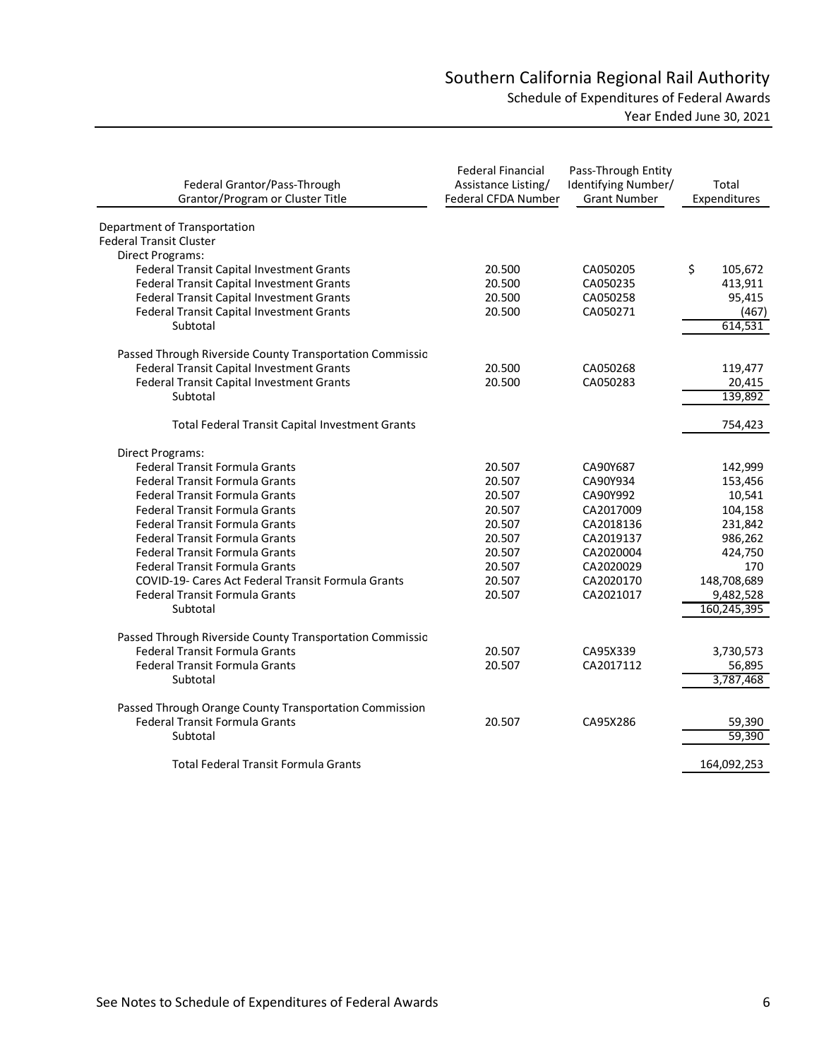# Southern California Regional Rail Authority

## Schedule of Expenditures of Federal Awards

### Year Ended June 30, 2021

| Federal Grantor/Pass-Through Grantor/Program or Cluster Title | Federal Financial Assistance Listing/ Federal CFDA Number | Pass-Through Entity Identifying Number/ Grant Number | Total Expenditures |
|---|---|---|---|
| Department of Transportation | | | |
| Federal Transit Cluster | | | |
| Direct Programs: | | | |
| Federal Transit Capital Investment Grants | 20.500 | CA050205 | $ 105,672 |
| Federal Transit Capital Investment Grants | 20.500 | CA050235 | 413,911 |
| Federal Transit Capital Investment Grants | 20.500 | CA050258 | 95,415 |
| Federal Transit Capital Investment Grants | 20.500 | CA050271 | (467) |
| Subtotal | | | 614,531 |
| Passed Through Riverside County Transportation Commissio | | | |
| Federal Transit Capital Investment Grants | 20.500 | CA050268 | 119,477 |
| Federal Transit Capital Investment Grants | 20.500 | CA050283 | 20,415 |
| Subtotal | | | 139,892 |
| Total Federal Transit Capital Investment Grants | | | 754,423 |
| Direct Programs: | | | |
| Federal Transit Formula Grants | 20.507 | CA90Y687 | 142,999 |
| Federal Transit Formula Grants | 20.507 | CA90Y934 | 153,456 |
| Federal Transit Formula Grants | 20.507 | CA90Y992 | 10,541 |
| Federal Transit Formula Grants | 20.507 | CA2017009 | 104,158 |
| Federal Transit Formula Grants | 20.507 | CA2018136 | 231,842 |
| Federal Transit Formula Grants | 20.507 | CA2019137 | 986,262 |
| Federal Transit Formula Grants | 20.507 | CA2020004 | 424,750 |
| Federal Transit Formula Grants | 20.507 | CA2020029 | 170 |
| COVID-19- Cares Act Federal Transit Formula Grants | 20.507 | CA2020170 | 148,708,689 |
| Federal Transit Formula Grants | 20.507 | CA2021017 | 9,482,528 |
| Subtotal | | | 160,245,395 |
| Passed Through Riverside County Transportation Commissio | | | |
| Federal Transit Formula Grants | 20.507 | CA95X339 | 3,730,573 |
| Federal Transit Formula Grants | 20.507 | CA2017112 | 56,895 |
| Subtotal | | | 3,787,468 |
| Passed Through Orange County Transportation Commission | | | |
| Federal Transit Formula Grants | 20.507 | CA95X286 | 59,390 |
| Subtotal | | | 59,390 |
| Total Federal Transit Formula Grants | | | 164,092,253 |

See Notes to Schedule of Expenditures of Federal Awards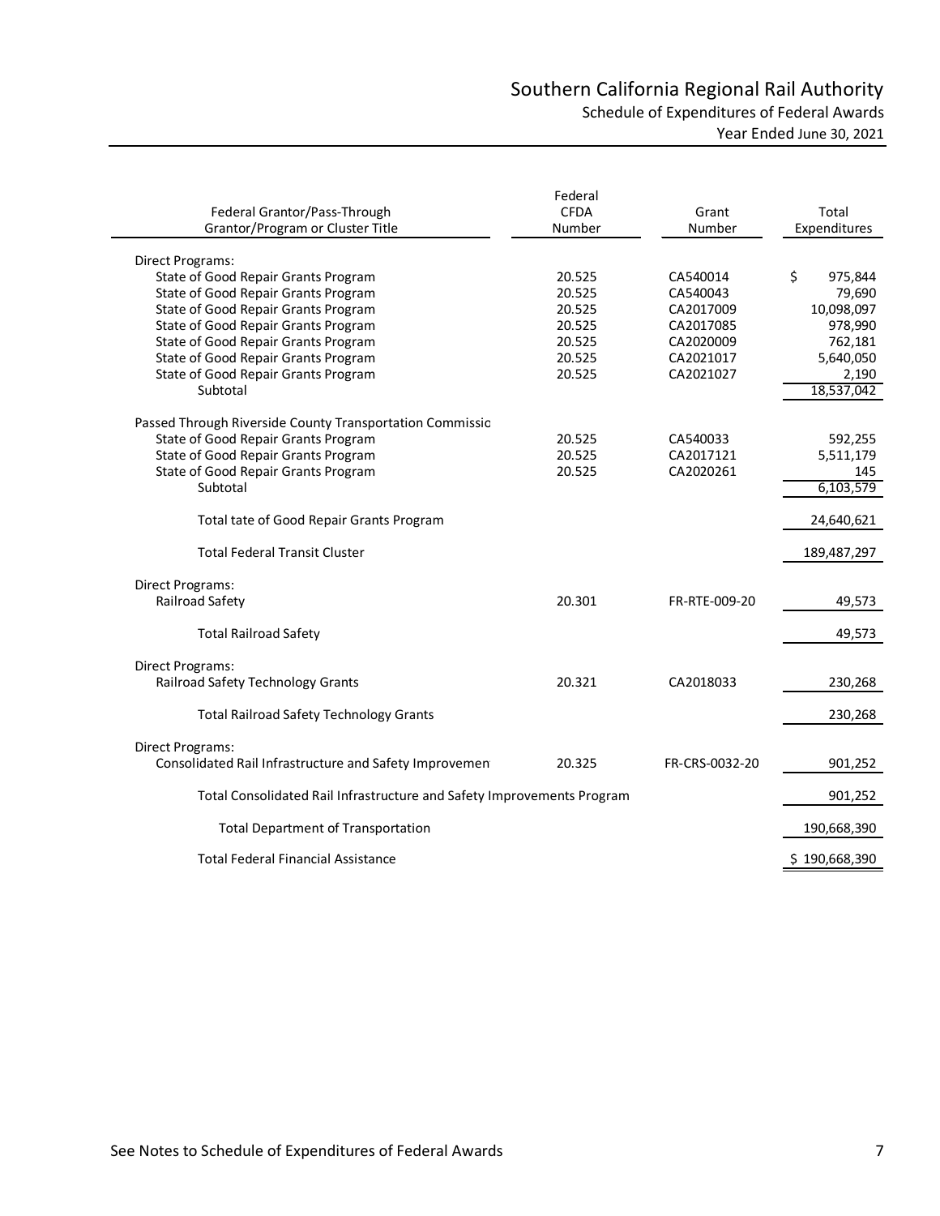# Southern California Regional Rail Authority

## Schedule of Expenditures of Federal Awards

Year Ended June 30, 2021

| Federal Grantor/Pass-Through Grantor/Program or Cluster Title | Federal CFDA Number | Grant Number | Total Expenditures |
|---|---|---|---|
| Direct Programs: | | | |
| State of Good Repair Grants Program | 20.525 | CA540014 | $ 975,844 |
| State of Good Repair Grants Program | 20.525 | CA540043 | 79,690 |
| State of Good Repair Grants Program | 20.525 | CA2017009 | 10,098,097 |
| State of Good Repair Grants Program | 20.525 | CA2017085 | 978,990 |
| State of Good Repair Grants Program | 20.525 | CA2020009 | 762,181 |
| State of Good Repair Grants Program | 20.525 | CA2021017 | 5,640,050 |
| State of Good Repair Grants Program | 20.525 | CA2021027 | 2,190 |
| Subtotal | | | 18,537,042 |
| Passed Through Riverside County Transportation Commissio | | | |
| State of Good Repair Grants Program | 20.525 | CA540033 | 592,255 |
| State of Good Repair Grants Program | 20.525 | CA2017121 | 5,511,179 |
| State of Good Repair Grants Program | 20.525 | CA2020261 | 145 |
| Subtotal | | | 6,103,579 |
| Total tate of Good Repair Grants Program | | | 24,640,621 |
| Total Federal Transit Cluster | | | 189,487,297 |
| Direct Programs: | | | |
| Railroad Safety | 20.301 | FR-RTE-009-20 | 49,573 |
| Total Railroad Safety | | | 49,573 |
| Direct Programs: | | | |
| Railroad Safety Technology Grants | 20.321 | CA2018033 | 230,268 |
| Total Railroad Safety Technology Grants | | | 230,268 |
| Direct Programs: | | | |
| Consolidated Rail Infrastructure and Safety Improvemen | 20.325 | FR-CRS-0032-20 | 901,252 |
| Total Consolidated Rail Infrastructure and Safety Improvements Program | | | 901,252 |
| Total Department of Transportation | | | 190,668,390 |
| Total Federal Financial Assistance | | | $ 190,668,390 |

See Notes to Schedule of Expenditures of Federal Awards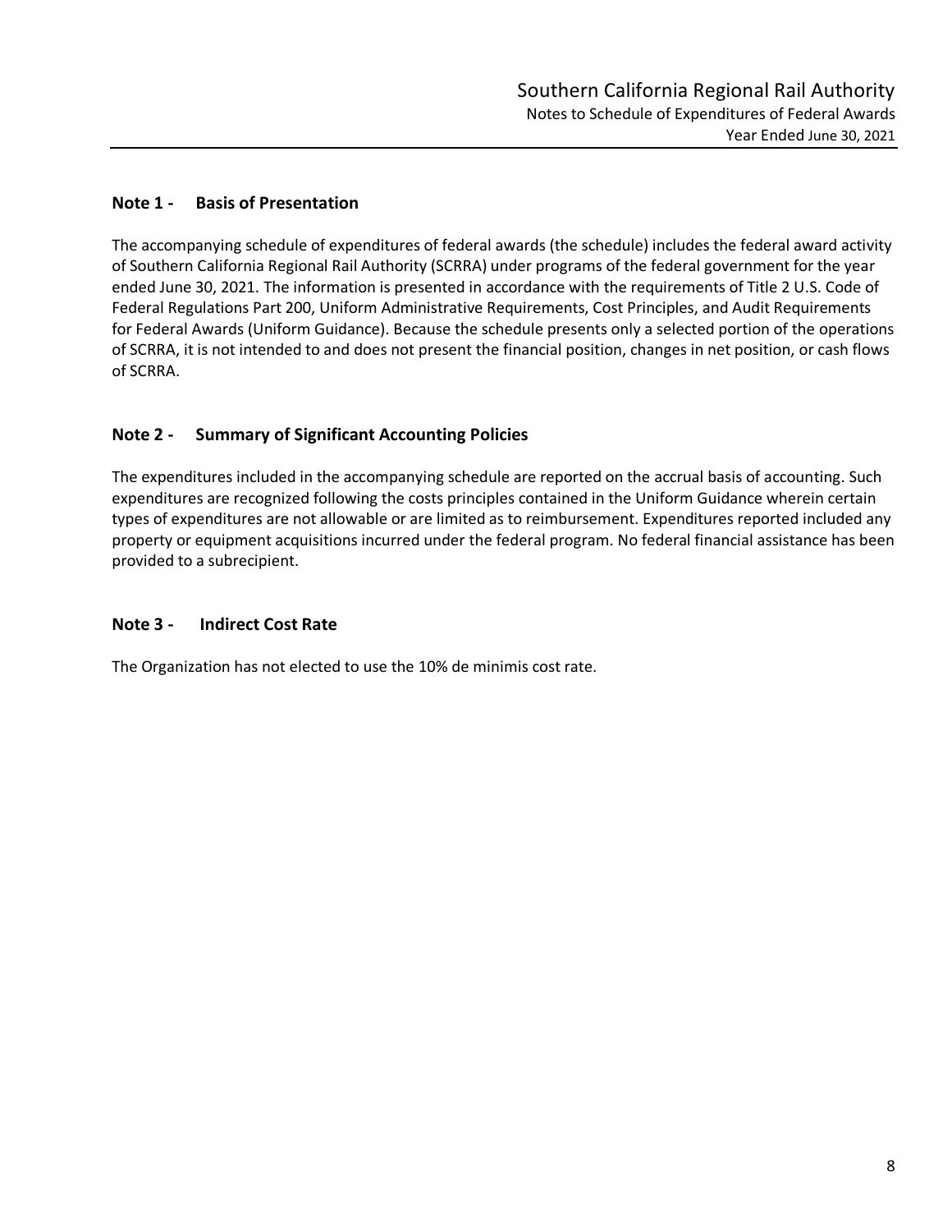## Note 1 - Basis of Presentation

The accompanying schedule of expenditures of federal awards (the schedule) includes the federal award activity of Southern California Regional Rail Authority (SCRRA) under programs of the federal government for the year ended June 30, 2021. The information is presented in accordance with the requirements of Title 2 U.S. Code of Federal Regulations Part 200, Uniform Administrative Requirements, Cost Principles, and Audit Requirements for Federal Awards (Uniform Guidance). Because the schedule presents only a selected portion of the operations of SCRRA, it is not intended to and does not present the financial position, changes in net position, or cash flows of SCRRA.

## Note 2 - Summary of Significant Accounting Policies

The expenditures included in the accompanying schedule are reported on the accrual basis of accounting. Such expenditures are recognized following the costs principles contained in the Uniform Guidance wherein certain types of expenditures are not allowable or are limited as to reimbursement. Expenditures reported included any property or equipment acquisitions incurred under the federal program. No federal financial assistance has been provided to a subrecipient.

## Note 3 - Indirect Cost Rate

The Organization has not elected to use the 10% de minimis cost rate.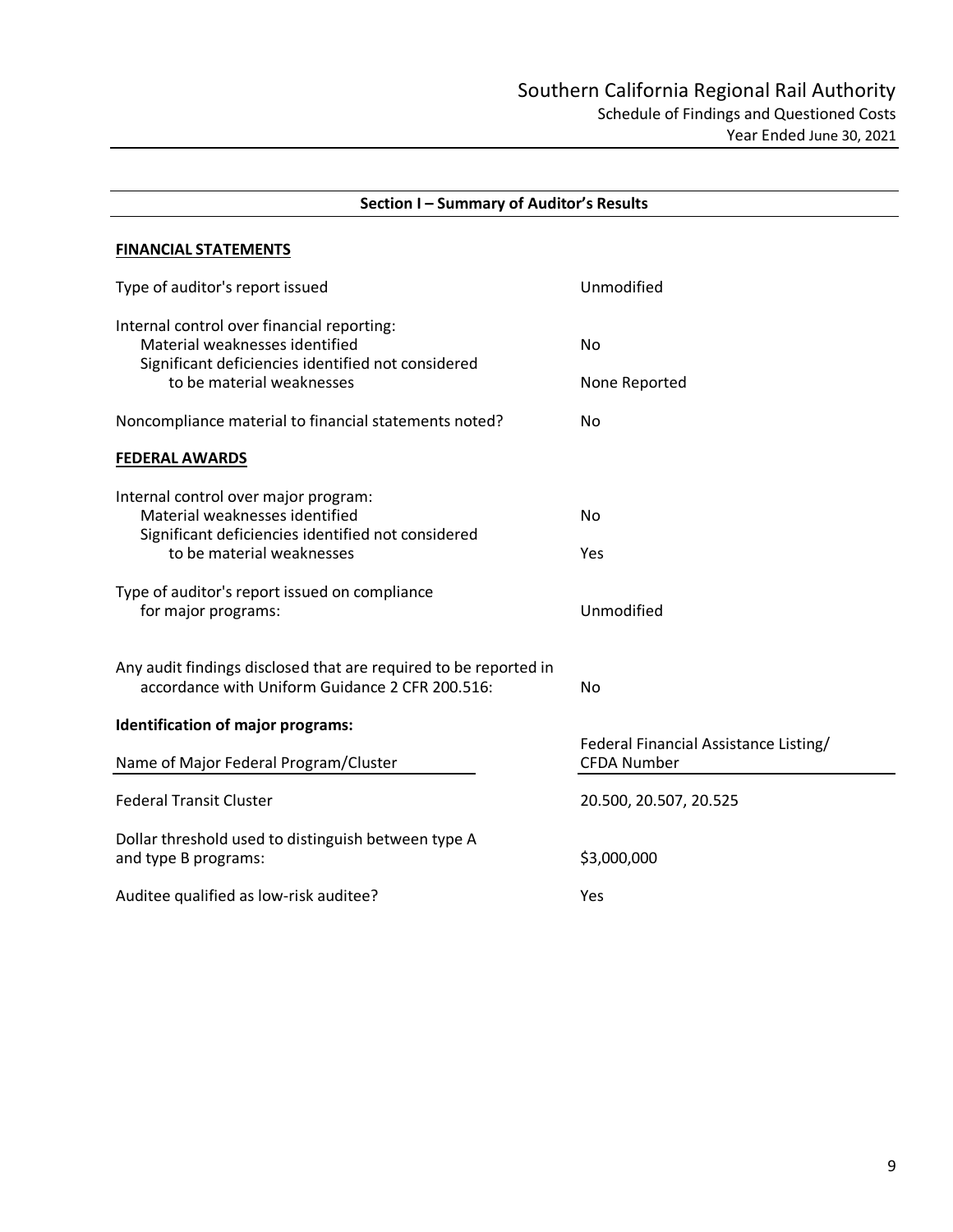# Southern California Regional Rail Authority

Schedule of Findings and Questioned Costs

Year Ended June 30, 2021

## Section I – Summary of Auditor's Results

### FINANCIAL STATEMENTS

| | |
|---|---|
| Type of auditor's report issued | Unmodified |
| Internal control over financial reporting: | |
| Material weaknesses identified | No |
| Significant deficiencies identified not considered to be material weaknesses | None Reported |
| Noncompliance material to financial statements noted? | No |

### FEDERAL AWARDS

| | |
|---|---|
| Internal control over major program: | |
| Material weaknesses identified | No |
| Significant deficiencies identified not considered to be material weaknesses | Yes |
| Type of auditor's report issued on compliance for major programs: | Unmodified |
| Any audit findings disclosed that are required to be reported in accordance with Uniform Guidance 2 CFR 200.516: | No |

**Identification of major programs:**

| Name of Major Federal Program/Cluster | Federal Financial Assistance Listing/ CFDA Number |
|---|---|
| Federal Transit Cluster | 20.500, 20.507, 20.525 |

| | |
|---|---|
| Dollar threshold used to distinguish between type A and type B programs: | $3,000,000 |
| Auditee qualified as low-risk auditee? | Yes |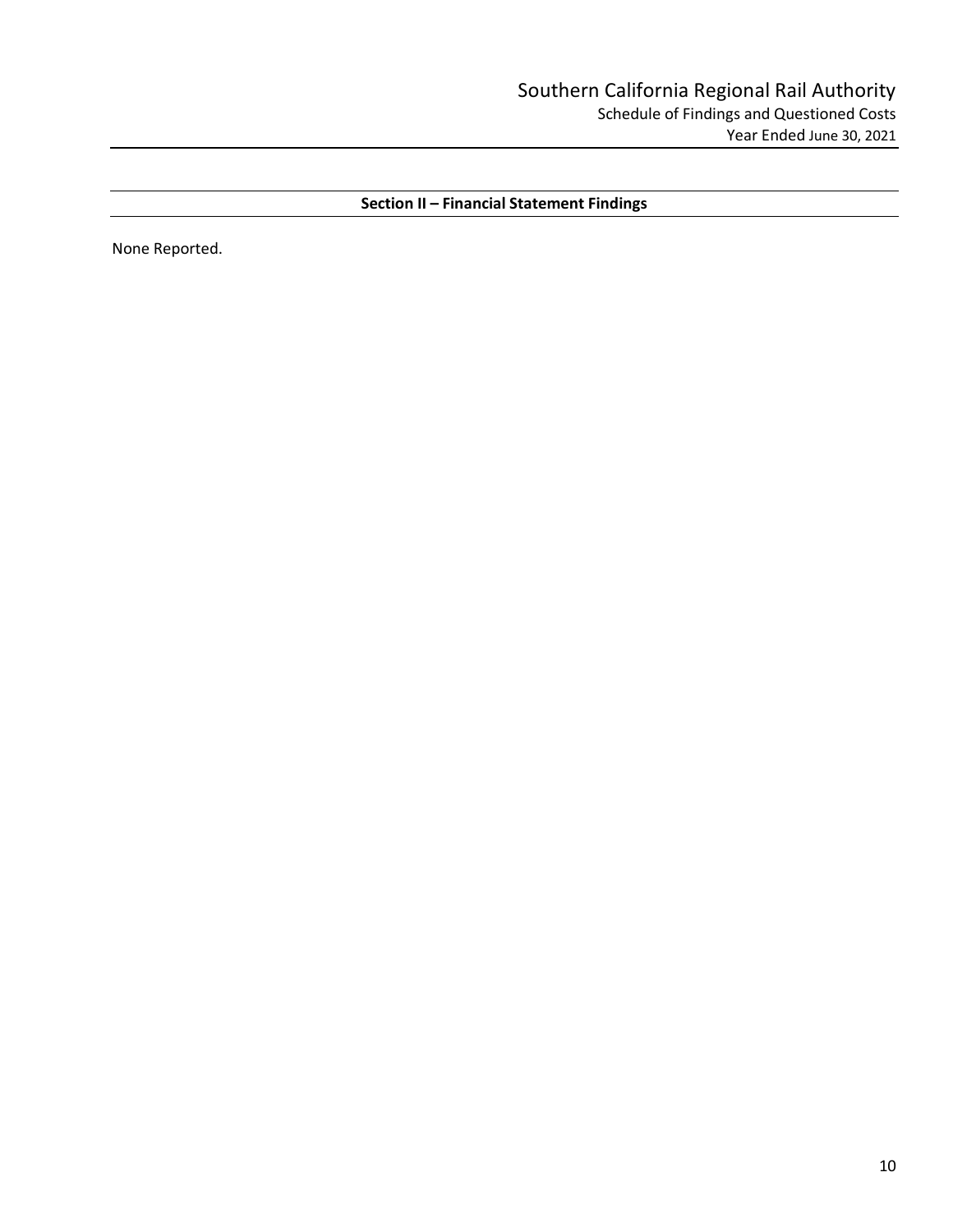## Section II – Financial Statement Findings

None Reported.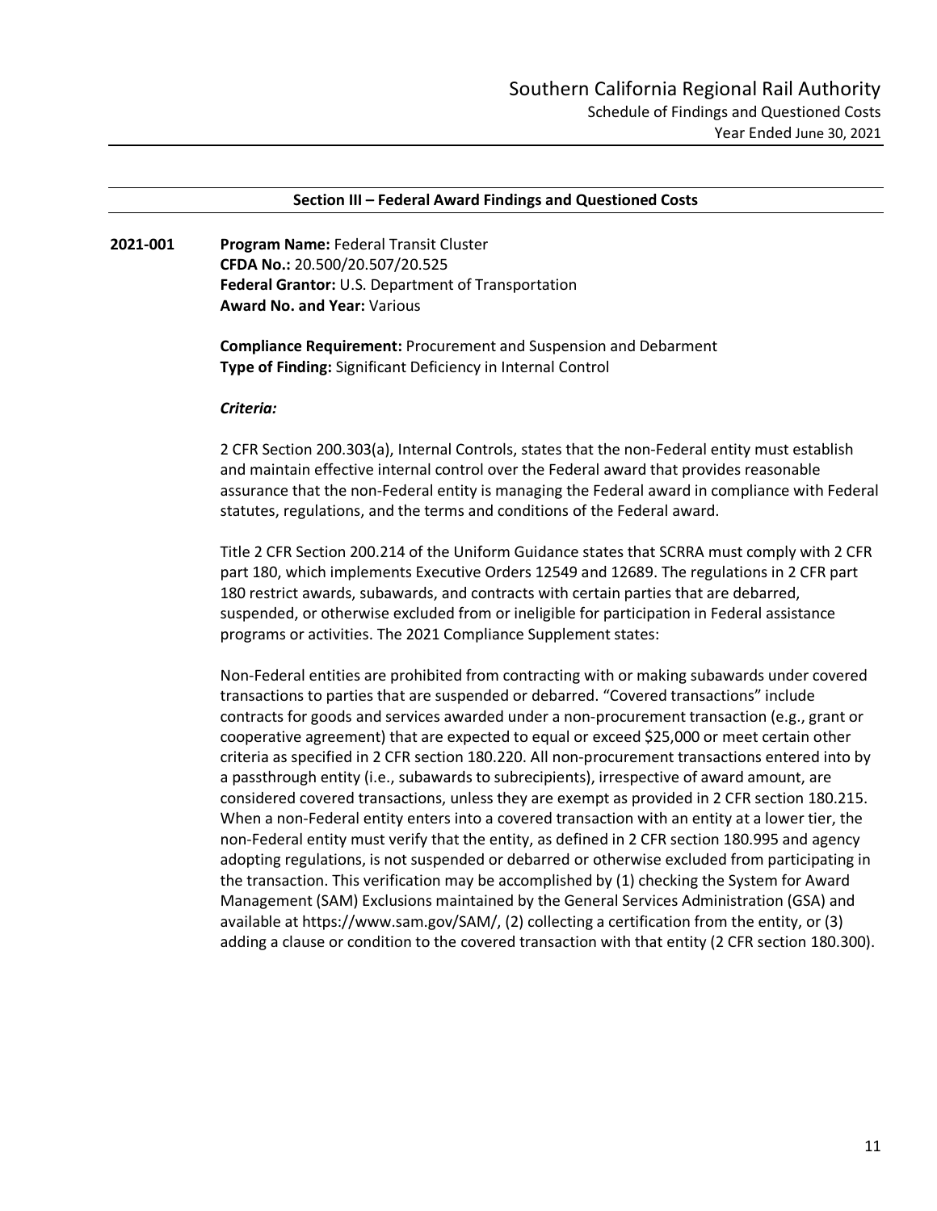## Section III – Federal Award Findings and Questioned Costs

**2021-001** **Program Name:** Federal Transit Cluster
**CFDA No.:** 20.500/20.507/20.525
**Federal Grantor:** U.S. Department of Transportation
**Award No. and Year:** Various

**Compliance Requirement:** Procurement and Suspension and Debarment
**Type of Finding:** Significant Deficiency in Internal Control

***Criteria:***

2 CFR Section 200.303(a), Internal Controls, states that the non-Federal entity must establish and maintain effective internal control over the Federal award that provides reasonable assurance that the non-Federal entity is managing the Federal award in compliance with Federal statutes, regulations, and the terms and conditions of the Federal award.

Title 2 CFR Section 200.214 of the Uniform Guidance states that SCRRA must comply with 2 CFR part 180, which implements Executive Orders 12549 and 12689. The regulations in 2 CFR part 180 restrict awards, subawards, and contracts with certain parties that are debarred, suspended, or otherwise excluded from or ineligible for participation in Federal assistance programs or activities. The 2021 Compliance Supplement states:

Non-Federal entities are prohibited from contracting with or making subawards under covered transactions to parties that are suspended or debarred. "Covered transactions" include contracts for goods and services awarded under a non-procurement transaction (e.g., grant or cooperative agreement) that are expected to equal or exceed $25,000 or meet certain other criteria as specified in 2 CFR section 180.220. All non-procurement transactions entered into by a passthrough entity (i.e., subawards to subrecipients), irrespective of award amount, are considered covered transactions, unless they are exempt as provided in 2 CFR section 180.215. When a non-Federal entity enters into a covered transaction with an entity at a lower tier, the non-Federal entity must verify that the entity, as defined in 2 CFR section 180.995 and agency adopting regulations, is not suspended or debarred or otherwise excluded from participating in the transaction. This verification may be accomplished by (1) checking the System for Award Management (SAM) Exclusions maintained by the General Services Administration (GSA) and available at https://www.sam.gov/SAM/, (2) collecting a certification from the entity, or (3) adding a clause or condition to the covered transaction with that entity (2 CFR section 180.300).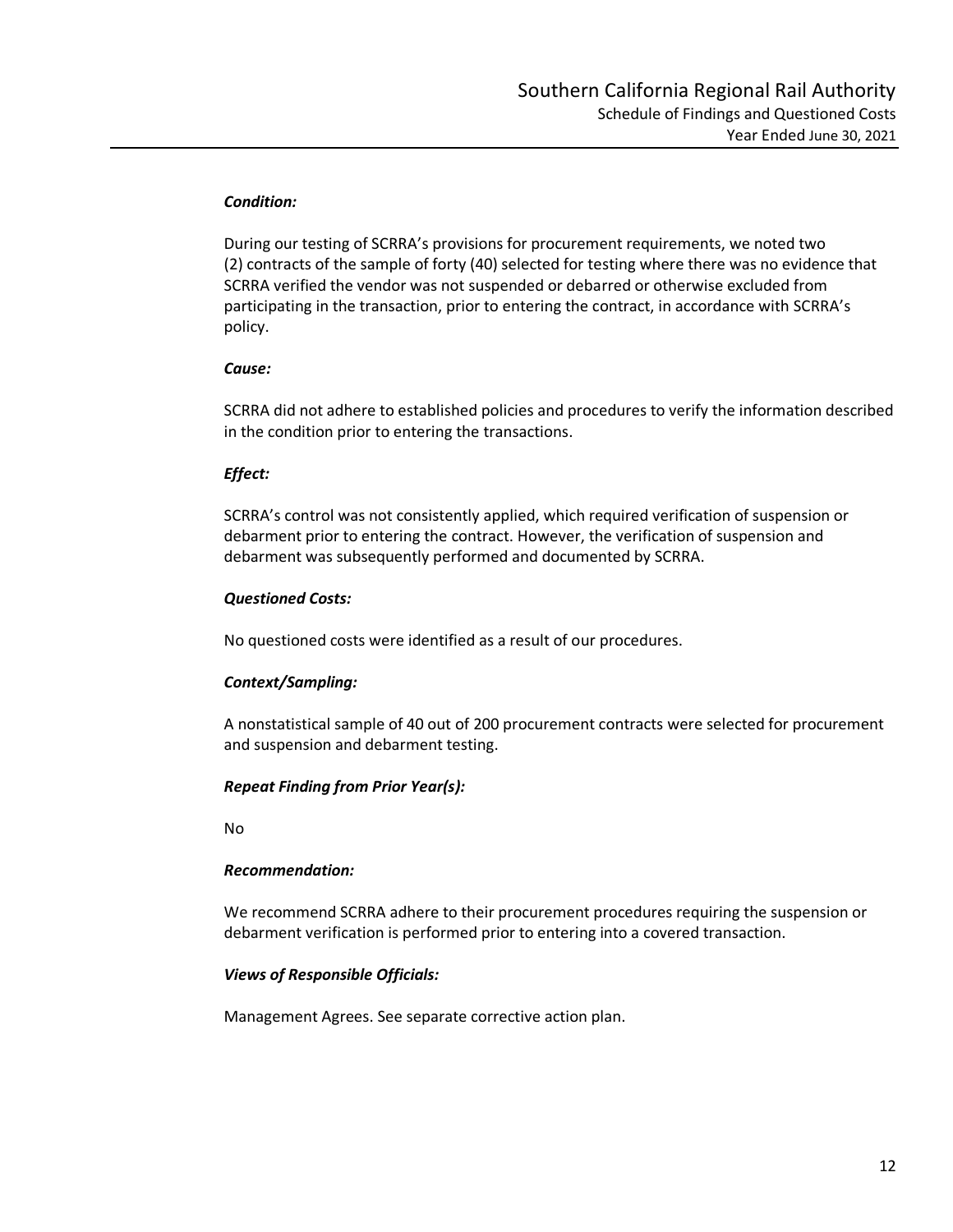***Condition:***

During our testing of SCRRA's provisions for procurement requirements, we noted two (2) contracts of the sample of forty (40) selected for testing where there was no evidence that SCRRA verified the vendor was not suspended or debarred or otherwise excluded from participating in the transaction, prior to entering the contract, in accordance with SCRRA's policy.

***Cause:***

SCRRA did not adhere to established policies and procedures to verify the information described in the condition prior to entering the transactions.

***Effect:***

SCRRA's control was not consistently applied, which required verification of suspension or debarment prior to entering the contract. However, the verification of suspension and debarment was subsequently performed and documented by SCRRA.

***Questioned Costs:***

No questioned costs were identified as a result of our procedures.

***Context/Sampling:***

A nonstatistical sample of 40 out of 200 procurement contracts were selected for procurement and suspension and debarment testing.

***Repeat Finding from Prior Year(s):***

No

***Recommendation:***

We recommend SCRRA adhere to their procurement procedures requiring the suspension or debarment verification is performed prior to entering into a covered transaction.

***Views of Responsible Officials:***

Management Agrees. See separate corrective action plan.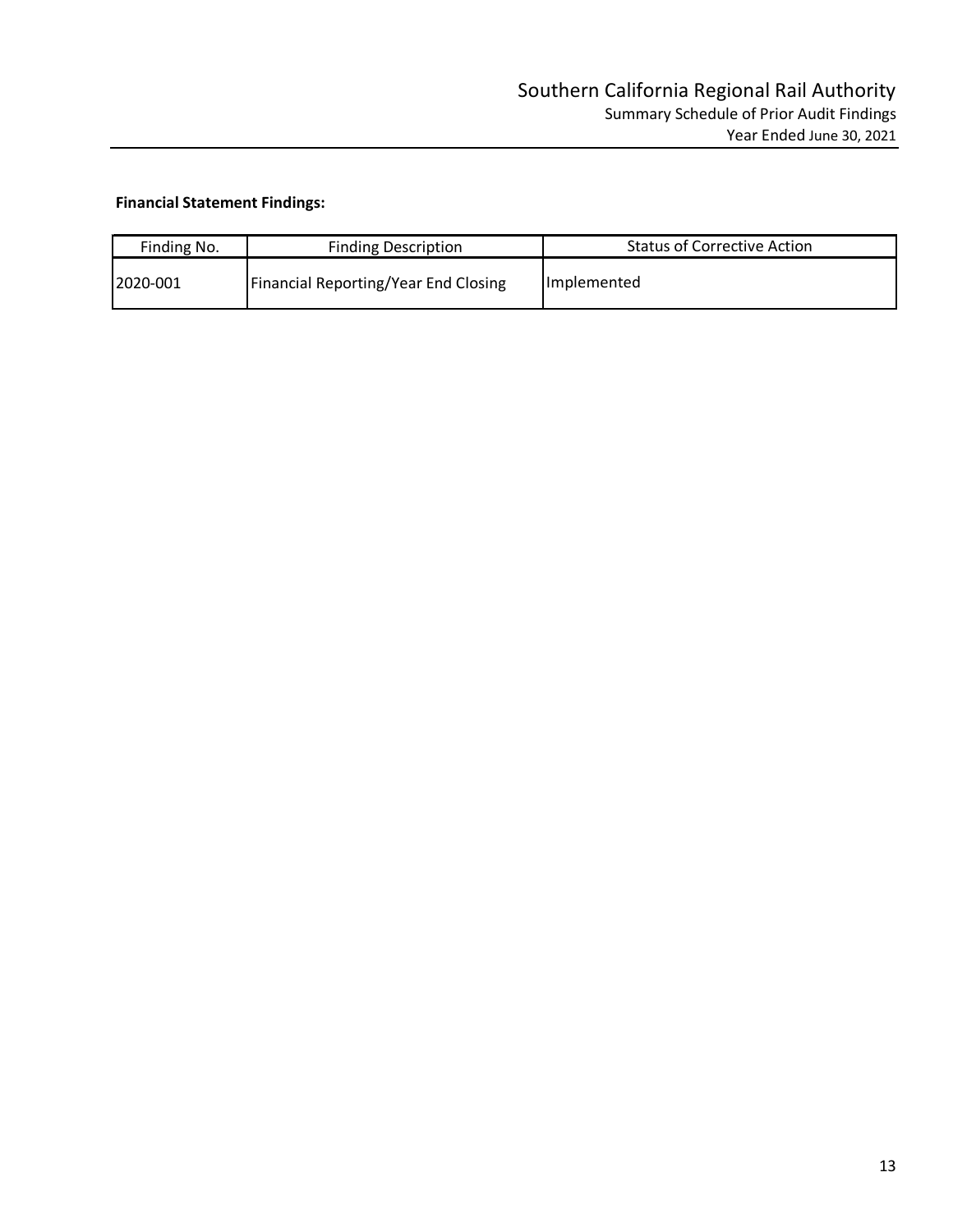# Southern California Regional Rail Authority

## Summary Schedule of Prior Audit Findings

### Year Ended June 30, 2021

**Financial Statement Findings:**

| Finding No. | Finding Description | Status of Corrective Action |
|---|---|---|
| 2020-001 | Financial Reporting/Year End Closing | Implemented |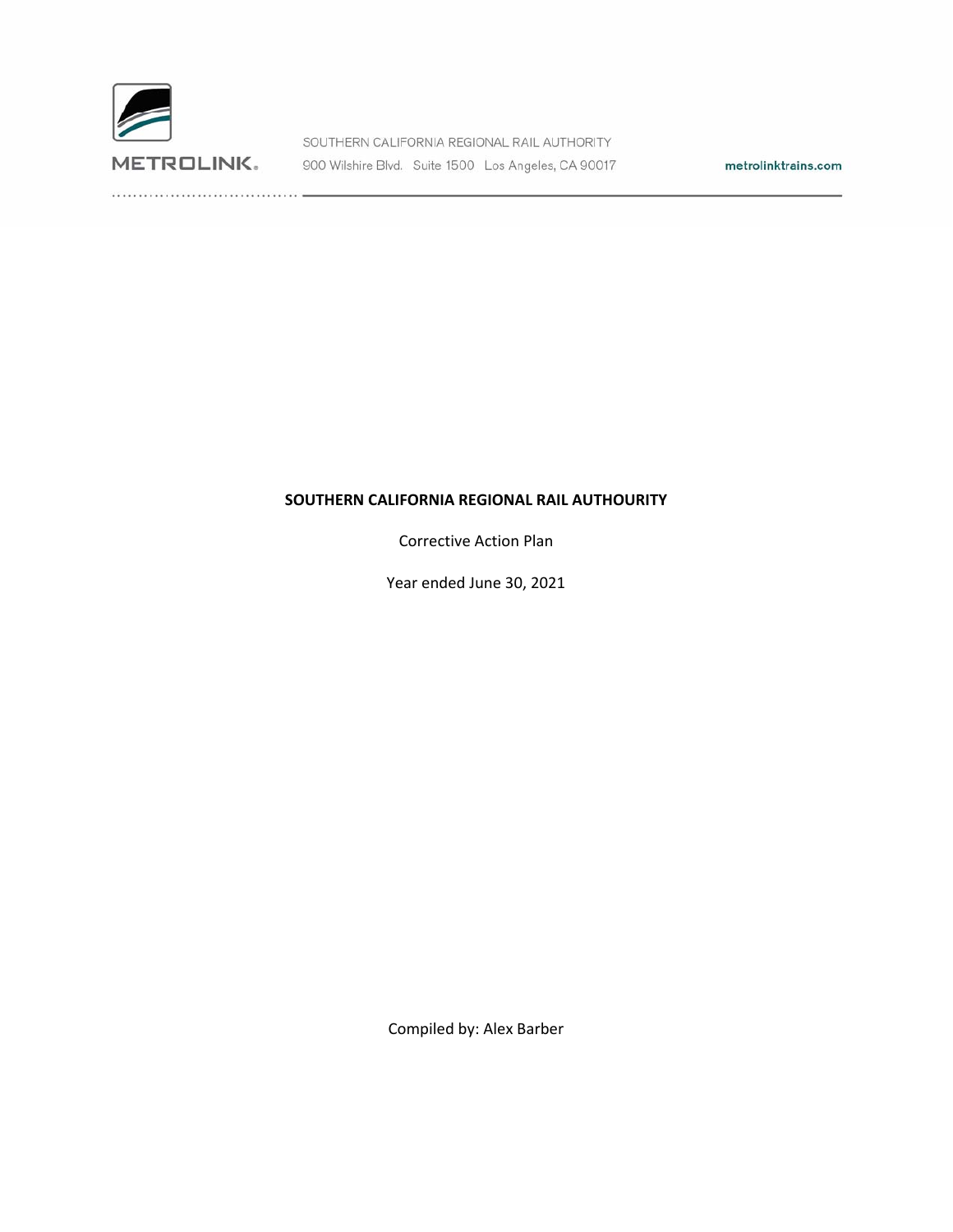METROLINK.

SOUTHERN CALIFORNIA REGIONAL RAIL AUTHORITY
900 Wilshire Blvd. Suite 1500 Los Angeles, CA 90017

metrolinktrains.com

**SOUTHERN CALIFORNIA REGIONAL RAIL AUTHOURITY**

Corrective Action Plan

Year ended June 30, 2021

Compiled by: Alex Barber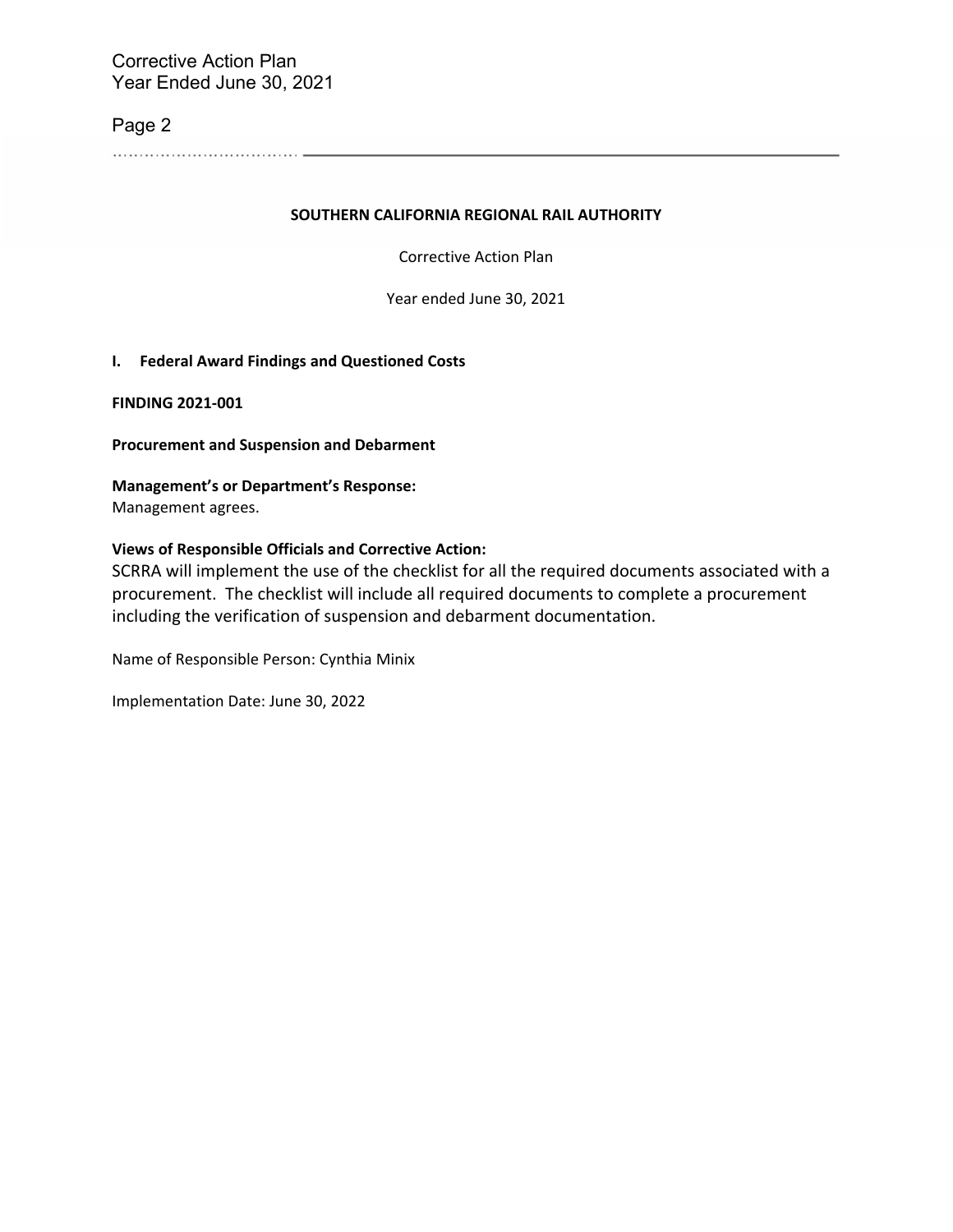**SOUTHERN CALIFORNIA REGIONAL RAIL AUTHORITY**

Corrective Action Plan

Year ended June 30, 2021

## I. Federal Award Findings and Questioned Costs

**FINDING 2021-001**

**Procurement and Suspension and Debarment**

**Management's or Department's Response:**
Management agrees.

**Views of Responsible Officials and Corrective Action:**
SCRRA will implement the use of the checklist for all the required documents associated with a procurement. The checklist will include all required documents to complete a procurement including the verification of suspension and debarment documentation.

Name of Responsible Person: Cynthia Minix

Implementation Date: June 30, 2022